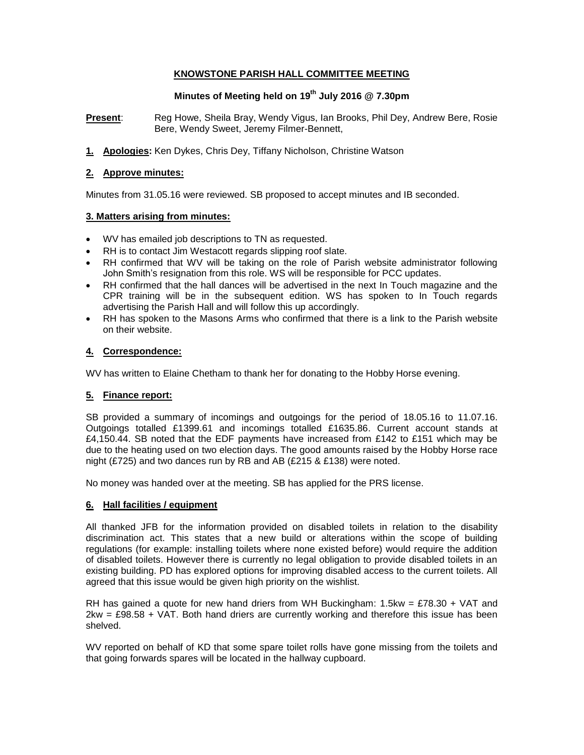# KNOWSTONE PARISH HALL COMMITTEE MEETING

## Minutes of Meeting held on 19th July 2016 @ 7.30pm

**Present**: Reg Howe, Sheila Bray, Wendy Vigus, Ian Brooks, Phil Dey, Andrew Bere, Rosie Bere, Wendy Sweet, Jeremy Filmer-Bennett,

### 1. Apologies:

Ken Dykes, Chris Dey, Tiffany Nicholson, Christine Watson

### 2. Approve minutes:

Minutes from 31.05.16 were reviewed. SB proposed to accept minutes and IB seconded.

### 3. Matters arising from minutes:

- WV has emailed job descriptions to TN as requested.
- RH is to contact Jim Westacott regards slipping roof slate.
- RH confirmed that WV will be taking on the role of Parish website administrator following John Smith's resignation from this role. WS will be responsible for PCC updates.
- RH confirmed that the hall dances will be advertised in the next In Touch magazine and the CPR training will be in the subsequent edition. WS has spoken to In Touch regards advertising the Parish Hall and will follow this up accordingly.
- RH has spoken to the Masons Arms who confirmed that there is a link to the Parish website on their website.

### 4. Correspondence:

WV has written to Elaine Chetham to thank her for donating to the Hobby Horse evening.

### 5. Finance report:

SB provided a summary of incomings and outgoings for the period of 18.05.16 to 11.07.16. Outgoings totalled £1399.61 and incomings totalled £1635.86. Current account stands at £4,150.44. SB noted that the EDF payments have increased from £142 to £151 which may be due to the heating used on two election days. The good amounts raised by the Hobby Horse race night (£725) and two dances run by RB and AB (£215 & £138) were noted.

No money was handed over at the meeting. SB has applied for the PRS license.

### 6. Hall facilities / equipment

All thanked JFB for the information provided on disabled toilets in relation to the disability discrimination act. This states that a new build or alterations within the scope of building regulations (for example: installing toilets where none existed before) would require the addition of disabled toilets. However there is currently no legal obligation to provide disabled toilets in an existing building. PD has explored options for improving disabled access to the current toilets. All agreed that this issue would be given high priority on the wishlist.

RH has gained a quote for new hand driers from WH Buckingham: 1.5kw = £78.30 + VAT and 2kw = £98.58 + VAT. Both hand driers are currently working and therefore this issue has been shelved.

WV reported on behalf of KD that some spare toilet rolls have gone missing from the toilets and that going forwards spares will be located in the hallway cupboard.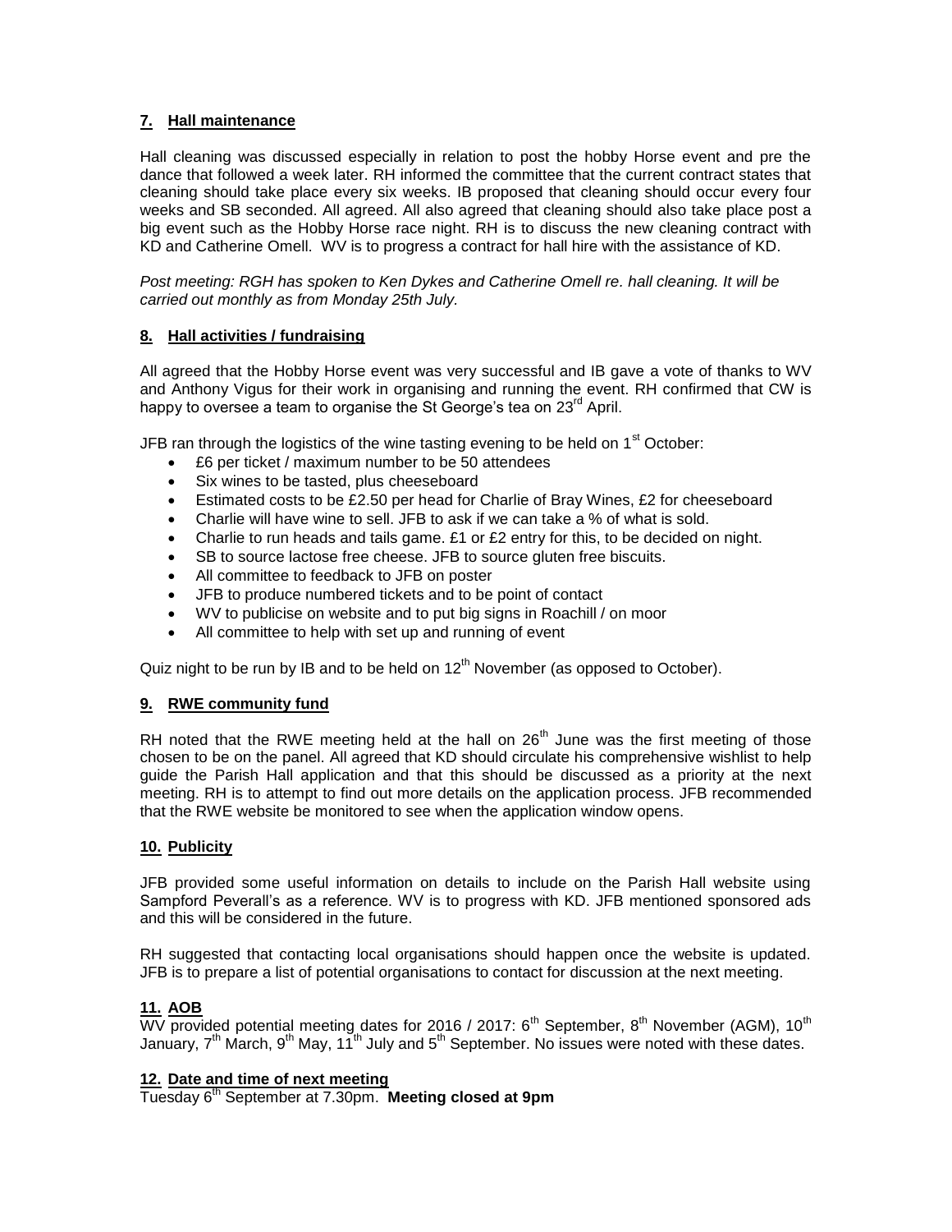## 7. Hall maintenance

Hall cleaning was discussed especially in relation to post the hobby Horse event and pre the dance that followed a week later. RH informed the committee that the current contract states that cleaning should take place every six weeks. IB proposed that cleaning should occur every four weeks and SB seconded. All agreed. All also agreed that cleaning should also take place post a big event such as the Hobby Horse race night. RH is to discuss the new cleaning contract with KD and Catherine Omell. WV is to progress a contract for hall hire with the assistance of KD.

*Post meeting: RGH has spoken to Ken Dykes and Catherine Omell re. hall cleaning. It will be carried out monthly as from Monday 25th July.*

## 8. Hall activities / fundraising

All agreed that the Hobby Horse event was very successful and IB gave a vote of thanks to WV and Anthony Vigus for their work in organising and running the event. RH confirmed that CW is happy to oversee a team to organise the St George's tea on 23rd April.

JFB ran through the logistics of the wine tasting evening to be held on 1st October:

- £6 per ticket / maximum number to be 50 attendees
- Six wines to be tasted, plus cheeseboard
- Estimated costs to be £2.50 per head for Charlie of Bray Wines, £2 for cheeseboard
- Charlie will have wine to sell. JFB to ask if we can take a % of what is sold.
- Charlie to run heads and tails game. £1 or £2 entry for this, to be decided on night.
- SB to source lactose free cheese. JFB to source gluten free biscuits.
- All committee to feedback to JFB on poster
- JFB to produce numbered tickets and to be point of contact
- WV to publicise on website and to put big signs in Roachill / on moor
- All committee to help with set up and running of event

Quiz night to be run by IB and to be held on 12th November (as opposed to October).

## 9. RWE community fund

RH noted that the RWE meeting held at the hall on 26th June was the first meeting of those chosen to be on the panel. All agreed that KD should circulate his comprehensive wishlist to help guide the Parish Hall application and that this should be discussed as a priority at the next meeting. RH is to attempt to find out more details on the application process. JFB recommended that the RWE website be monitored to see when the application window opens.

## 10. Publicity

JFB provided some useful information on details to include on the Parish Hall website using Sampford Peverall's as a reference. WV is to progress with KD. JFB mentioned sponsored ads and this will be considered in the future.

RH suggested that contacting local organisations should happen once the website is updated. JFB is to prepare a list of potential organisations to contact for discussion at the next meeting.

## 11. AOB

WV provided potential meeting dates for 2016 / 2017: 6th September, 8th November (AGM), 10th January, 7th March, 9th May, 11th July and 5th September. No issues were noted with these dates.

## 12. Date and time of next meeting

Tuesday 6th September at 7.30pm. **Meeting closed at 9pm**